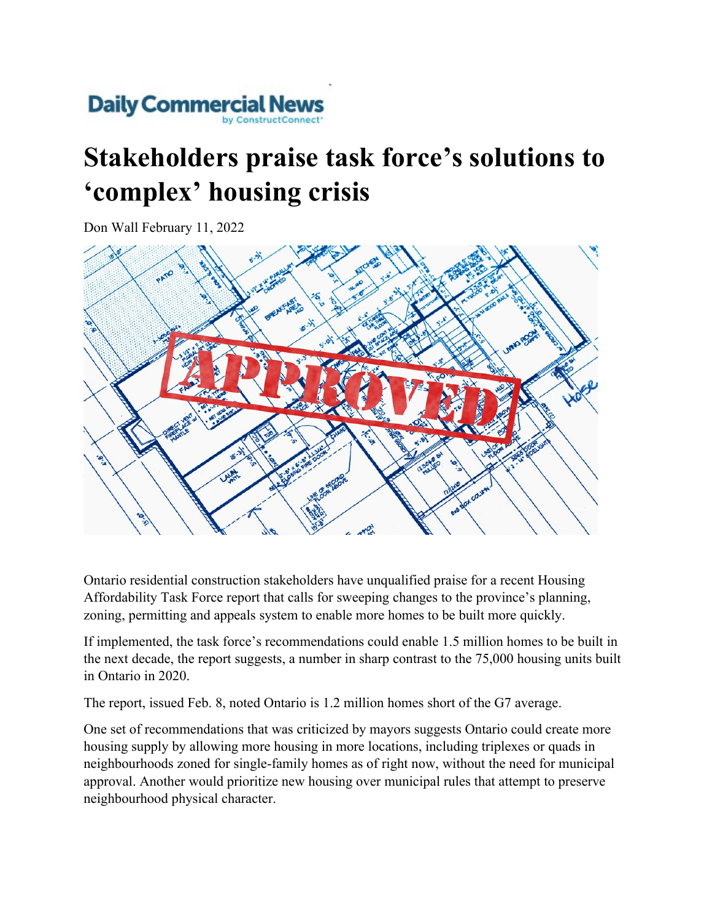Daily Commercial News by ConstructConnect

# Stakeholders praise task force's solutions to 'complex' housing crisis

Don Wall February 11, 2022

Ontario residential construction stakeholders have unqualified praise for a recent Housing Affordability Task Force report that calls for sweeping changes to the province's planning, zoning, permitting and appeals system to enable more homes to be built more quickly.

If implemented, the task force's recommendations could enable 1.5 million homes to be built in the next decade, the report suggests, a number in sharp contrast to the 75,000 housing units built in Ontario in 2020.

The report, issued Feb. 8, noted Ontario is 1.2 million homes short of the G7 average.

One set of recommendations that was criticized by mayors suggests Ontario could create more housing supply by allowing more housing in more locations, including triplexes or quads in neighbourhoods zoned for single-family homes as of right now, without the need for municipal approval. Another would prioritize new housing over municipal rules that attempt to preserve neighbourhood physical character.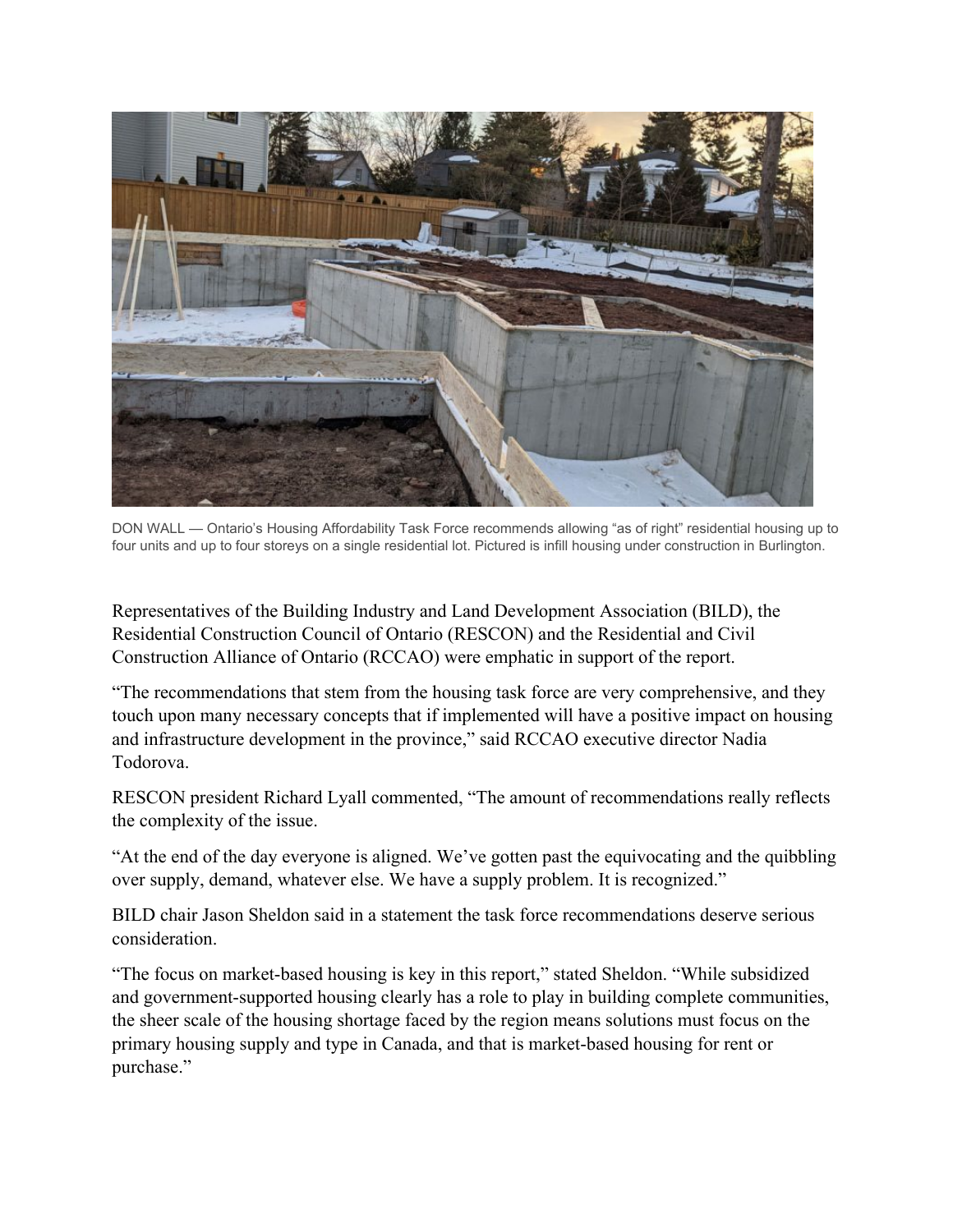DON WALL — Ontario's Housing Affordability Task Force recommends allowing "as of right" residential housing up to four units and up to four storeys on a single residential lot. Pictured is infill housing under construction in Burlington.

Representatives of the Building Industry and Land Development Association (BILD), the Residential Construction Council of Ontario (RESCON) and the Residential and Civil Construction Alliance of Ontario (RCCAO) were emphatic in support of the report.

"The recommendations that stem from the housing task force are very comprehensive, and they touch upon many necessary concepts that if implemented will have a positive impact on housing and infrastructure development in the province," said RCCAO executive director Nadia Todorova.

RESCON president Richard Lyall commented, "The amount of recommendations really reflects the complexity of the issue.

"At the end of the day everyone is aligned. We've gotten past the equivocating and the quibbling over supply, demand, whatever else. We have a supply problem. It is recognized."

BILD chair Jason Sheldon said in a statement the task force recommendations deserve serious consideration.

"The focus on market-based housing is key in this report," stated Sheldon. "While subsidized and government-supported housing clearly has a role to play in building complete communities, the sheer scale of the housing shortage faced by the region means solutions must focus on the primary housing supply and type in Canada, and that is market-based housing for rent or purchase."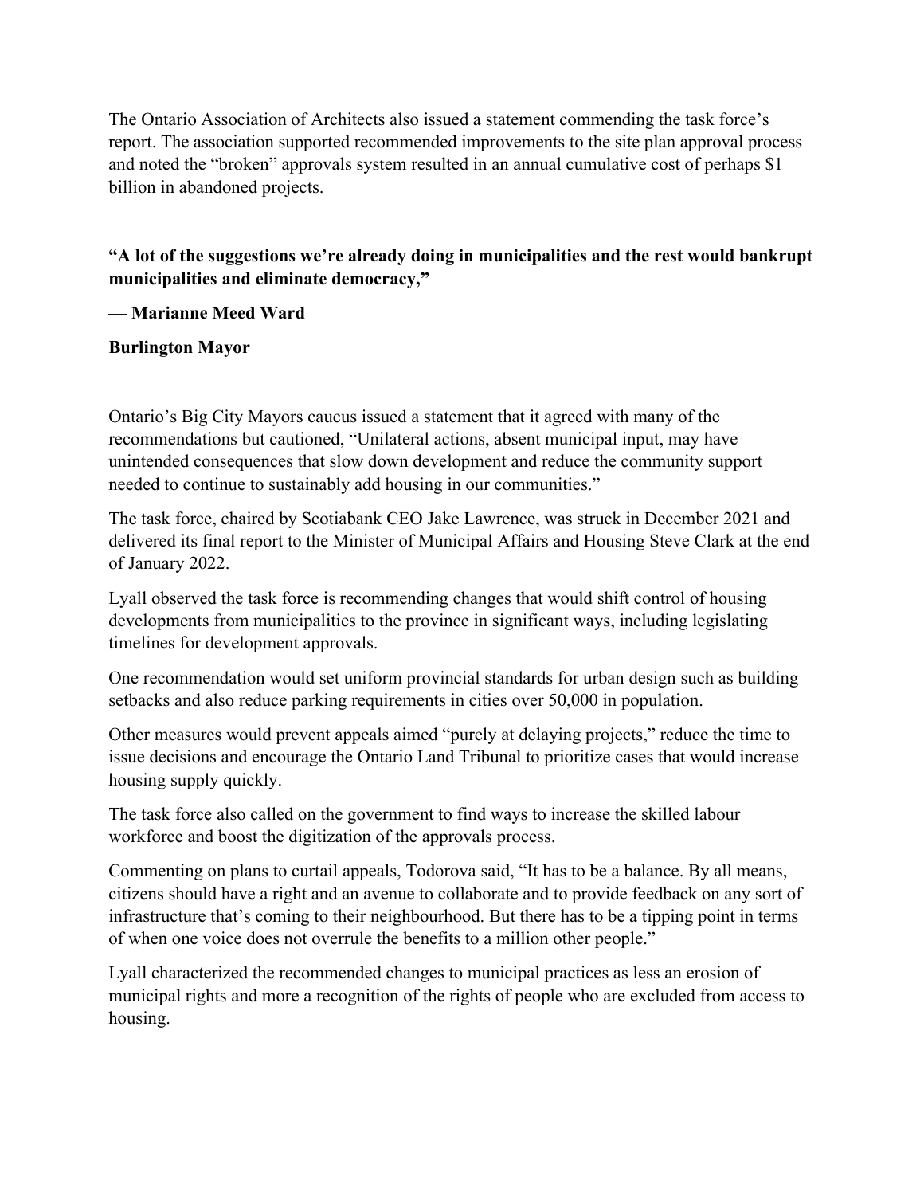The Ontario Association of Architects also issued a statement commending the task force's report. The association supported recommended improvements to the site plan approval process and noted the "broken" approvals system resulted in an annual cumulative cost of perhaps $1 billion in abandoned projects.

**"A lot of the suggestions we're already doing in municipalities and the rest would bankrupt municipalities and eliminate democracy,"**

**— Marianne Meed Ward**

**Burlington Mayor**

Ontario's Big City Mayors caucus issued a statement that it agreed with many of the recommendations but cautioned, "Unilateral actions, absent municipal input, may have unintended consequences that slow down development and reduce the community support needed to continue to sustainably add housing in our communities."

The task force, chaired by Scotiabank CEO Jake Lawrence, was struck in December 2021 and delivered its final report to the Minister of Municipal Affairs and Housing Steve Clark at the end of January 2022.

Lyall observed the task force is recommending changes that would shift control of housing developments from municipalities to the province in significant ways, including legislating timelines for development approvals.

One recommendation would set uniform provincial standards for urban design such as building setbacks and also reduce parking requirements in cities over 50,000 in population.

Other measures would prevent appeals aimed "purely at delaying projects," reduce the time to issue decisions and encourage the Ontario Land Tribunal to prioritize cases that would increase housing supply quickly.

The task force also called on the government to find ways to increase the skilled labour workforce and boost the digitization of the approvals process.

Commenting on plans to curtail appeals, Todorova said, "It has to be a balance. By all means, citizens should have a right and an avenue to collaborate and to provide feedback on any sort of infrastructure that's coming to their neighbourhood. But there has to be a tipping point in terms of when one voice does not overrule the benefits to a million other people."

Lyall characterized the recommended changes to municipal practices as less an erosion of municipal rights and more a recognition of the rights of people who are excluded from access to housing.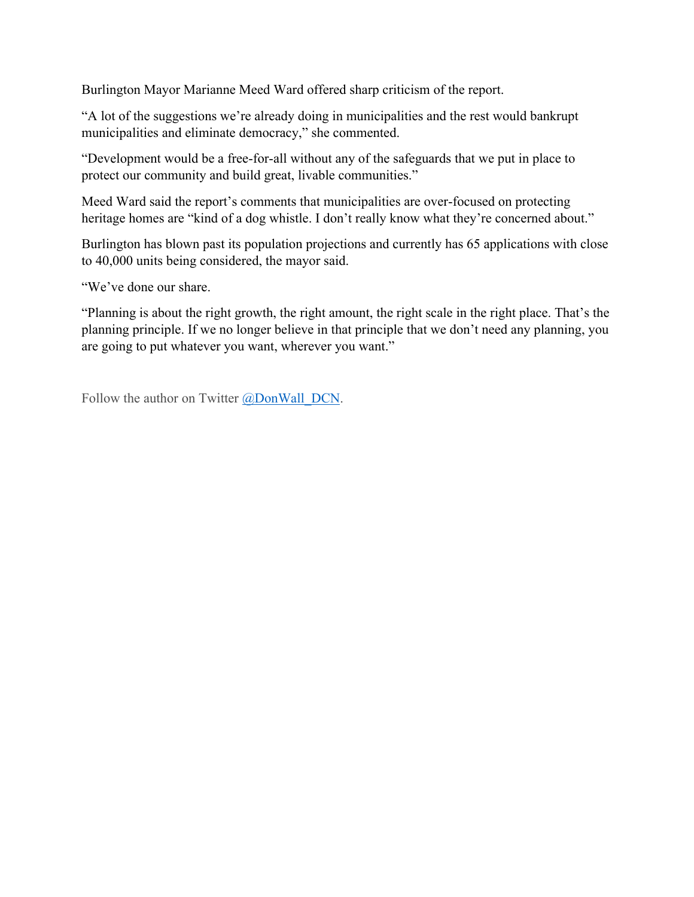Burlington Mayor Marianne Meed Ward offered sharp criticism of the report.

"A lot of the suggestions we're already doing in municipalities and the rest would bankrupt municipalities and eliminate democracy," she commented.

"Development would be a free-for-all without any of the safeguards that we put in place to protect our community and build great, livable communities."

Meed Ward said the report's comments that municipalities are over-focused on protecting heritage homes are "kind of a dog whistle. I don't really know what they're concerned about."

Burlington has blown past its population projections and currently has 65 applications with close to 40,000 units being considered, the mayor said.

"We've done our share.

"Planning is about the right growth, the right amount, the right scale in the right place. That's the planning principle. If we no longer believe in that principle that we don't need any planning, you are going to put whatever you want, wherever you want."

Follow the author on Twitter [@DonWall_DCN](https://twitter.com/DonWall_DCN).